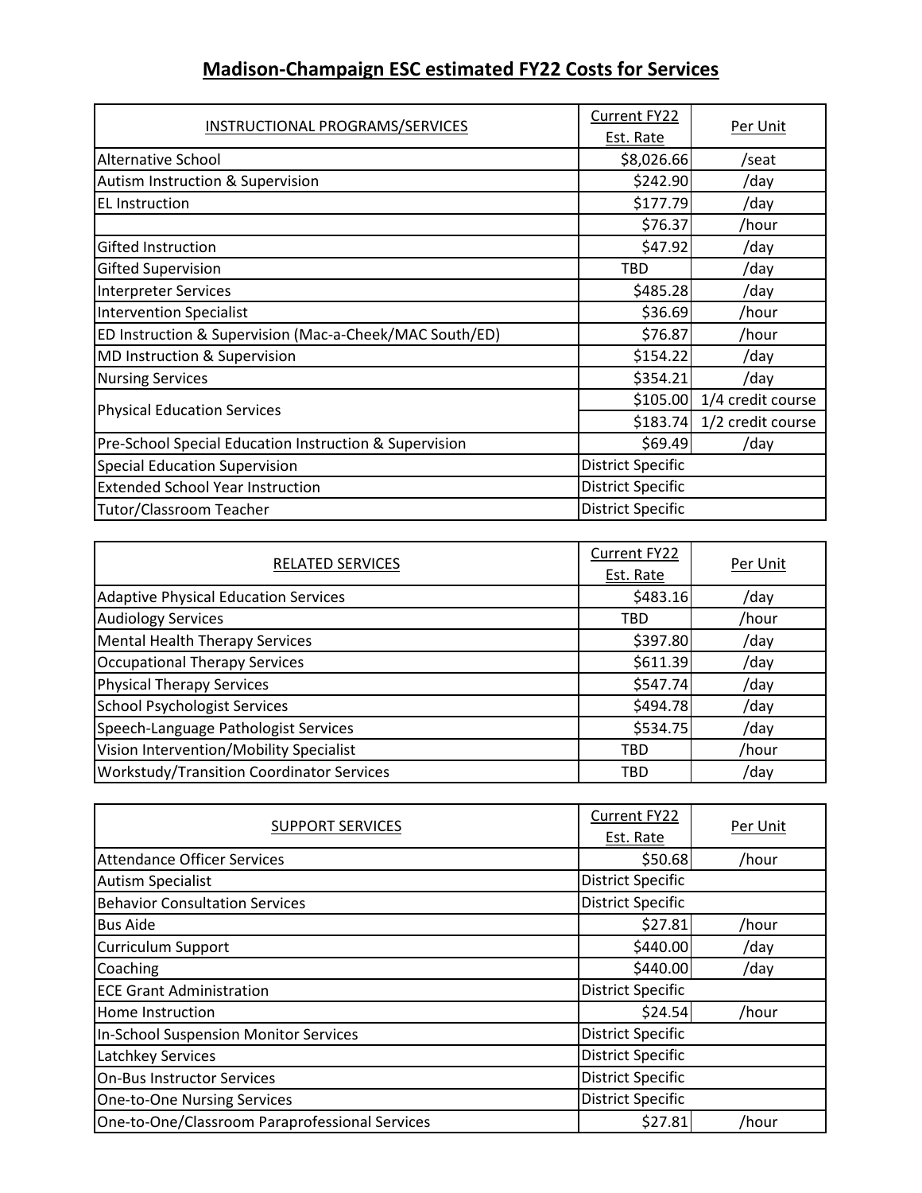# Madison-Champaign ESC estimated FY22 Costs for Services

| INSTRUCTIONAL PROGRAMS/SERVICES | Current FY22 Est. Rate | Per Unit |
|---|---|---|
| Alternative School | $8,026.66 | /seat |
| Autism Instruction & Supervision | $242.90 | /day |
| EL Instruction | $177.79 | /day |
| | $76.37 | /hour |
| Gifted Instruction | $47.92 | /day |
| Gifted Supervision | TBD | /day |
| Interpreter Services | $485.28 | /day |
| Intervention Specialist | $36.69 | /hour |
| ED Instruction & Supervision (Mac-a-Cheek/MAC South/ED) | $76.87 | /hour |
| MD Instruction & Supervision | $154.22 | /day |
| Nursing Services | $354.21 | /day |
| Physical Education Services | $105.00 | 1/4 credit course |
| | $183.74 | 1/2 credit course |
| Pre-School Special Education Instruction & Supervision | $69.49 | /day |
| Special Education Supervision | District Specific | |
| Extended School Year Instruction | District Specific | |
| Tutor/Classroom Teacher | District Specific | |

| RELATED SERVICES | Current FY22 Est. Rate | Per Unit |
|---|---|---|
| Adaptive Physical Education Services | $483.16 | /day |
| Audiology Services | TBD | /hour |
| Mental Health Therapy Services | $397.80 | /day |
| Occupational Therapy Services | $611.39 | /day |
| Physical Therapy Services | $547.74 | /day |
| School Psychologist Services | $494.78 | /day |
| Speech-Language Pathologist Services | $534.75 | /day |
| Vision Intervention/Mobility Specialist | TBD | /hour |
| Workstudy/Transition Coordinator Services | TBD | /day |

| SUPPORT SERVICES | Current FY22 Est. Rate | Per Unit |
|---|---|---|
| Attendance Officer Services | $50.68 | /hour |
| Autism Specialist | District Specific | |
| Behavior Consultation Services | District Specific | |
| Bus Aide | $27.81 | /hour |
| Curriculum Support | $440.00 | /day |
| Coaching | $440.00 | /day |
| ECE Grant Administration | District Specific | |
| Home Instruction | $24.54 | /hour |
| In-School Suspension Monitor Services | District Specific | |
| Latchkey Services | District Specific | |
| On-Bus Instructor Services | District Specific | |
| One-to-One Nursing Services | District Specific | |
| One-to-One/Classroom Paraprofessional Services | $27.81 | /hour |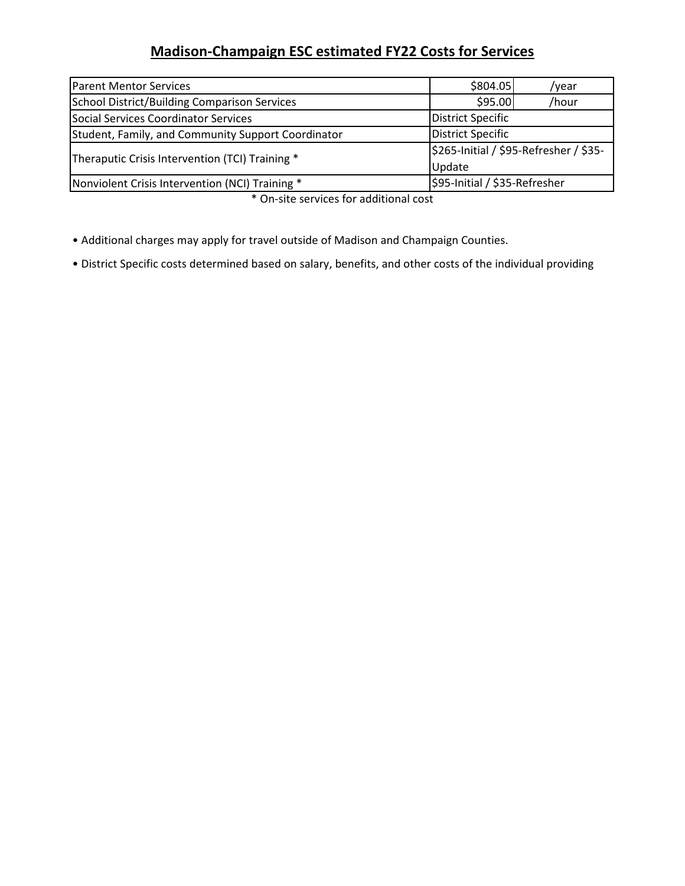## Madison-Champaign ESC estimated FY22 Costs for Services

| | | |
|---|---|---|
| Parent Mentor Services | $804.05 | /year |
| School District/Building Comparison Services | $95.00 | /hour |
| Social Services Coordinator Services | District Specific | |
| Student, Family, and Community Support Coordinator | District Specific | |
| Theraputic Crisis Intervention (TCI) Training * | $265-Initial / $95-Refresher / $35-Update | |
| Nonviolent Crisis Intervention (NCI) Training * | $95-Initial / $35-Refresher | |

\* On-site services for additional cost

- Additional charges may apply for travel outside of Madison and Champaign Counties.
- District Specific costs determined based on salary, benefits, and other costs of the individual providing